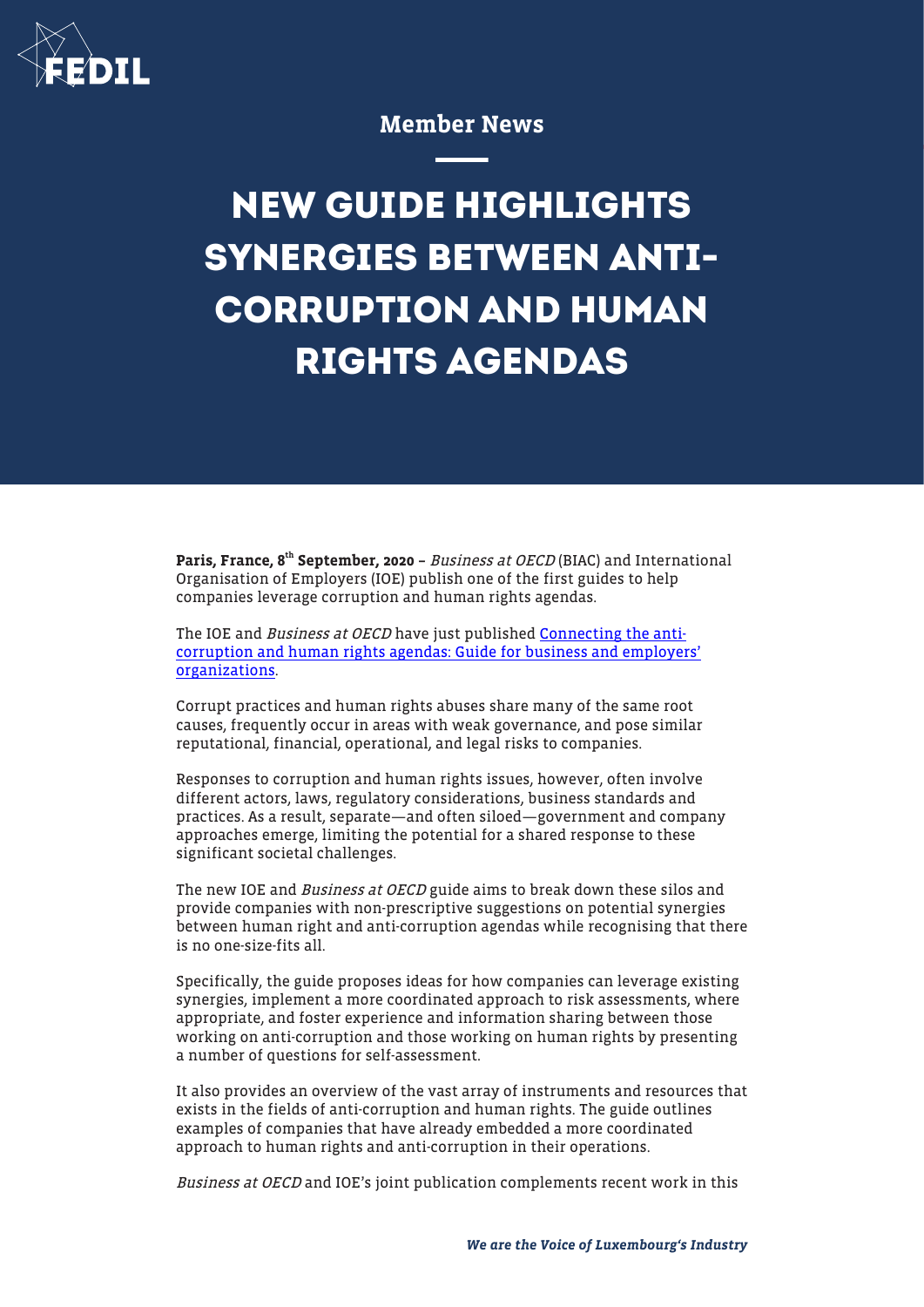Member News

# NEW GUIDE HIGHLIGHTS SYNERGIES BETWEEN ANTI-CORRUPTION AND HUMAN RIGHTS AGENDAS

**Paris, France, 8th September, 2020 –** *Business at OECD* (BIAC) and International Organisation of Employers (IOE) publish one of the first guides to help companies leverage corruption and human rights agendas.

The IOE and *Business at OECD* have just published Connecting the anti-corruption and human rights agendas: Guide for business and employers' organizations.

Corrupt practices and human rights abuses share many of the same root causes, frequently occur in areas with weak governance, and pose similar reputational, financial, operational, and legal risks to companies.

Responses to corruption and human rights issues, however, often involve different actors, laws, regulatory considerations, business standards and practices. As a result, separate—and often siloed—government and company approaches emerge, limiting the potential for a shared response to these significant societal challenges.

The new IOE and *Business at OECD* guide aims to break down these silos and provide companies with non-prescriptive suggestions on potential synergies between human right and anti-corruption agendas while recognising that there is no one-size-fits all.

Specifically, the guide proposes ideas for how companies can leverage existing synergies, implement a more coordinated approach to risk assessments, where appropriate, and foster experience and information sharing between those working on anti-corruption and those working on human rights by presenting a number of questions for self-assessment.

It also provides an overview of the vast array of instruments and resources that exists in the fields of anti-corruption and human rights. The guide outlines examples of companies that have already embedded a more coordinated approach to human rights and anti-corruption in their operations.

*Business at OECD* and IOE's joint publication complements recent work in this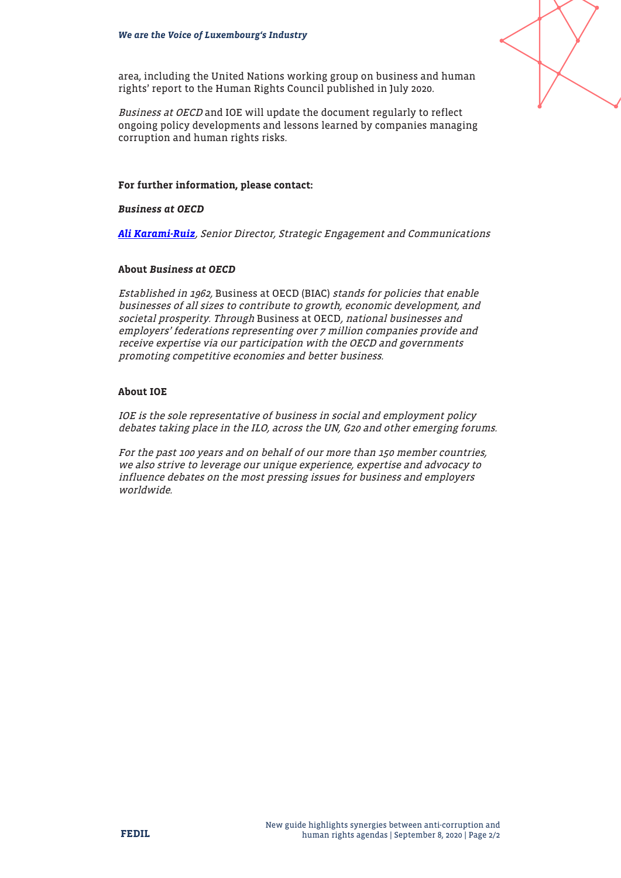area, including the United Nations working group on business and human rights' report to the Human Rights Council published in July 2020.

*Business at OECD* and IOE will update the document regularly to reflect ongoing policy developments and lessons learned by companies managing corruption and human rights risks.

**For further information, please contact:**

***Business at OECD***

***Ali Karami-Ruiz***, *Senior Director, Strategic Engagement and Communications*

**About *Business at OECD***

*Established in 1962,* Business at OECD (BIAC) *stands for policies that enable businesses of all sizes to contribute to growth, economic development, and societal prosperity. Through* Business at OECD*, national businesses and employers' federations representing over 7 million companies provide and receive expertise via our participation with the OECD and governments promoting competitive economies and better business.*

**About IOE**

*IOE is the sole representative of business in social and employment policy debates taking place in the ILO, across the UN, G20 and other emerging forums.*

*For the past 100 years and on behalf of our more than 150 member countries, we also strive to leverage our unique experience, expertise and advocacy to influence debates on the most pressing issues for business and employers worldwide.*